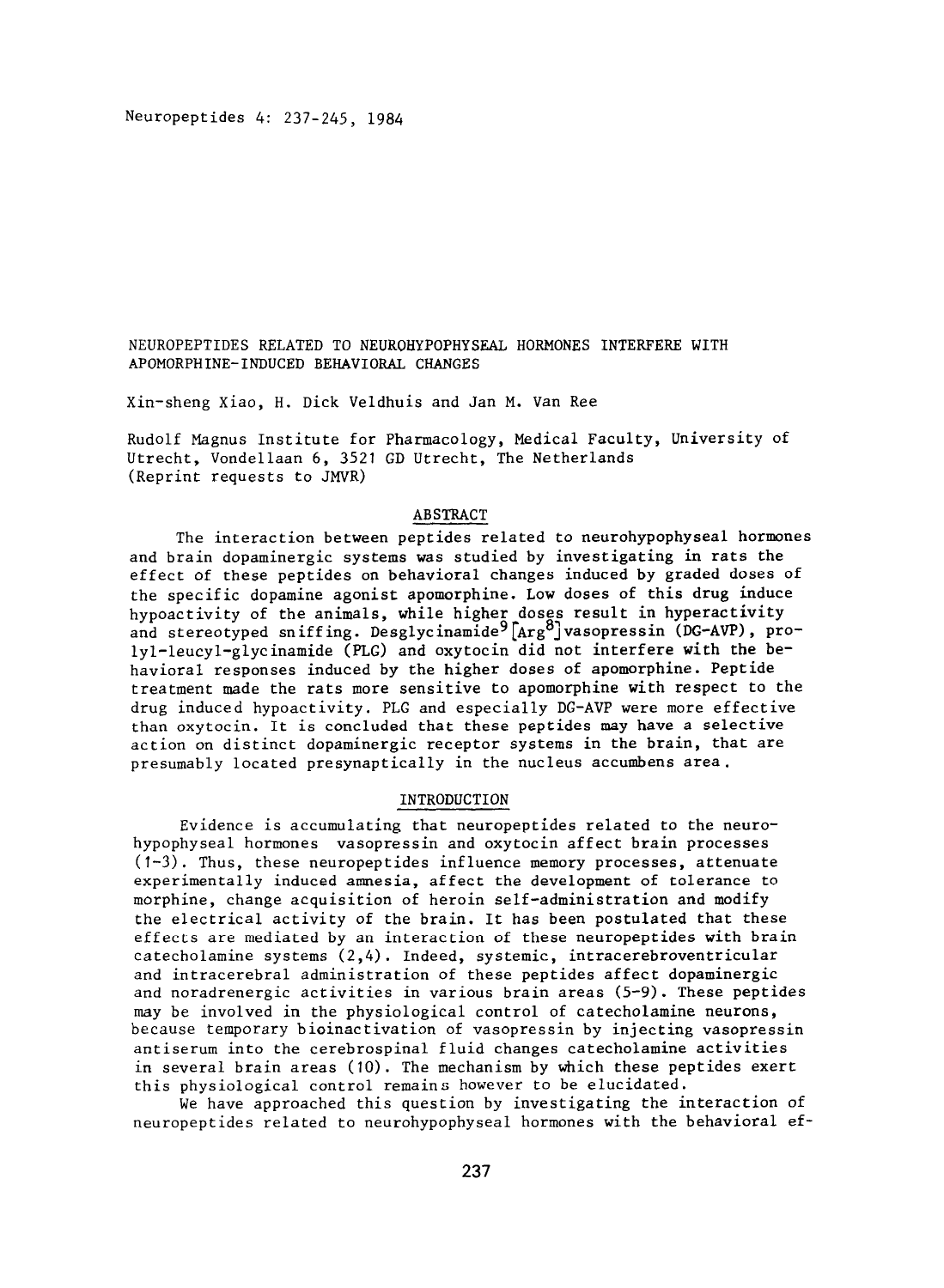# NEUROPEPTIDES RELATED TO NEUROHYPOPHYSEAL HORMONES INTERFERE WITH APOMORPHINE-INDUCED BEHAVIORAL CHANGES

Xin-sheng Xiao, H. Dick Veldhuis and Jan M. Van Ree

Rudolf Magnus Institute for Pharmacology, Medical Faculty, University of Utrecht, Vondellaan 6, 3521 GD Utrecht, The Netherlands
(Reprint requests to JMVR)

## ABSTRACT

The interaction between peptides related to neurohypophyseal hormones and brain dopaminergic systems was studied by investigating in rats the effect of these peptides on behavioral changes induced by graded doses of the specific dopamine agonist apomorphine. Low doses of this drug induce hypoactivity of the animals, while higher doses result in hyperactivity and stereotyped sniffing. Desglycinamide$^{9}$[Arg$^{8}$]vasopressin (DG-AVP), prolyl-leucyl-glycinamide (PLG) and oxytocin did not interfere with the behavioral responses induced by the higher doses of apomorphine. Peptide treatment made the rats more sensitive to apomorphine with respect to the drug induced hypoactivity. PLG and especially DG-AVP were more effective than oxytocin. It is concluded that these peptides may have a selective action on distinct dopaminergic receptor systems in the brain, that are presumably located presynaptically in the nucleus accumbens area.

## INTRODUCTION

Evidence is accumulating that neuropeptides related to the neurohypophyseal hormones vasopressin and oxytocin affect brain processes (1-3). Thus, these neuropeptides influence memory processes, attenuate experimentally induced amnesia, affect the development of tolerance to morphine, change acquisition of heroin self-administration and modify the electrical activity of the brain. It has been postulated that these effects are mediated by an interaction of these neuropeptides with brain catecholamine systems (2,4). Indeed, systemic, intracerebroventricular and intracerebral administration of these peptides affect dopaminergic and noradrenergic activities in various brain areas (5-9). These peptides may be involved in the physiological control of catecholamine neurons, because temporary bioinactivation of vasopressin by injecting vasopressin antiserum into the cerebrospinal fluid changes catecholamine activities in several brain areas (10). The mechanism by which these peptides exert this physiological control remains however to be elucidated.

We have approached this question by investigating the interaction of neuropeptides related to neurohypophyseal hormones with the behavioral ef-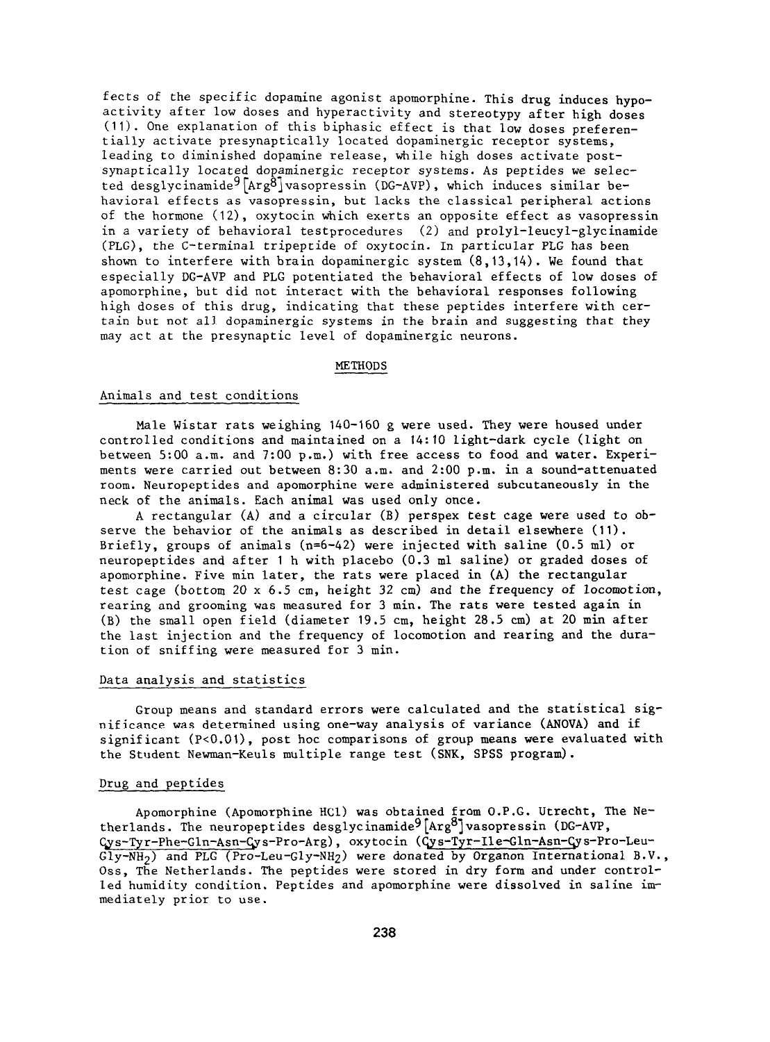fects of the specific dopamine agonist apomorphine. This drug induces hypoactivity after low doses and hyperactivity and stereotypy after high doses (11). One explanation of this biphasic effect is that low doses preferentially activate presynaptically located dopaminergic receptor systems, leading to diminished dopamine release, while high doses activate postsynaptically located dopaminergic receptor systems. As peptides we selected desglycinamide$^{9}$[Arg$^{8}$]vasopressin (DG-AVP), which induces similar behavioral effects as vasopressin, but lacks the classical peripheral actions of the hormone (12), oxytocin which exerts an opposite effect as vasopressin in a variety of behavioral testprocedures (2) and prolyl-leucyl-glycinamide (PLG), the C-terminal tripeptide of oxytocin. In particular PLG has been shown to interfere with brain dopaminergic system (8,13,14). We found that especially DG-AVP and PLG potentiated the behavioral effects of low doses of apomorphine, but did not interact with the behavioral responses following high doses of this drug, indicating that these peptides interfere with certain but not all dopaminergic systems in the brain and suggesting that they may act at the presynaptic level of dopaminergic neurons.

## METHODS

### Animals and test conditions

Male Wistar rats weighing 140-160 g were used. They were housed under controlled conditions and maintained on a 14:10 light-dark cycle (light on between 5:00 a.m. and 7:00 p.m.) with free access to food and water. Experiments were carried out between 8:30 a.m. and 2:00 p.m. in a sound-attenuated room. Neuropeptides and apomorphine were administered subcutaneously in the neck of the animals. Each animal was used only once.

A rectangular (A) and a circular (B) perspex test cage were used to observe the behavior of the animals as described in detail elsewhere (11). Briefly, groups of animals (n=6-42) were injected with saline (0.5 ml) or neuropeptides and after 1 h with placebo (0.3 ml saline) or graded doses of apomorphine. Five min later, the rats were placed in (A) the rectangular test cage (bottom 20 x 6.5 cm, height 32 cm) and the frequency of locomotion, rearing and grooming was measured for 3 min. The rats were tested again in (B) the small open field (diameter 19.5 cm, height 28.5 cm) at 20 min after the last injection and the frequency of locomotion and rearing and the duration of sniffing were measured for 3 min.

### Data analysis and statistics

Group means and standard errors were calculated and the statistical significance was determined using one-way analysis of variance (ANOVA) and if significant ($P<0.01$), post hoc comparisons of group means were evaluated with the Student Newman-Keuls multiple range test (SNK, SPSS program).

### Drug and peptides

Apomorphine (Apomorphine HCl) was obtained from O.P.G. Utrecht, The Netherlands. The neuropeptides desglycinamide$^{9}$[Arg$^{8}$]vasopressin (DG-AVP, Cys-Tyr-Phe-Gln-Asn-Cys-Pro-Arg), oxytocin (Cys-Tyr-Ile-Gln-Asn-Cys-Pro-Leu-Gly-$NH_2$) and PLG (Pro-Leu-Gly-$NH_2$) were donated by Organon International B.V., Oss, The Netherlands. The peptides were stored in dry form and under controlled humidity condition. Peptides and apomorphine were dissolved in saline immediately prior to use.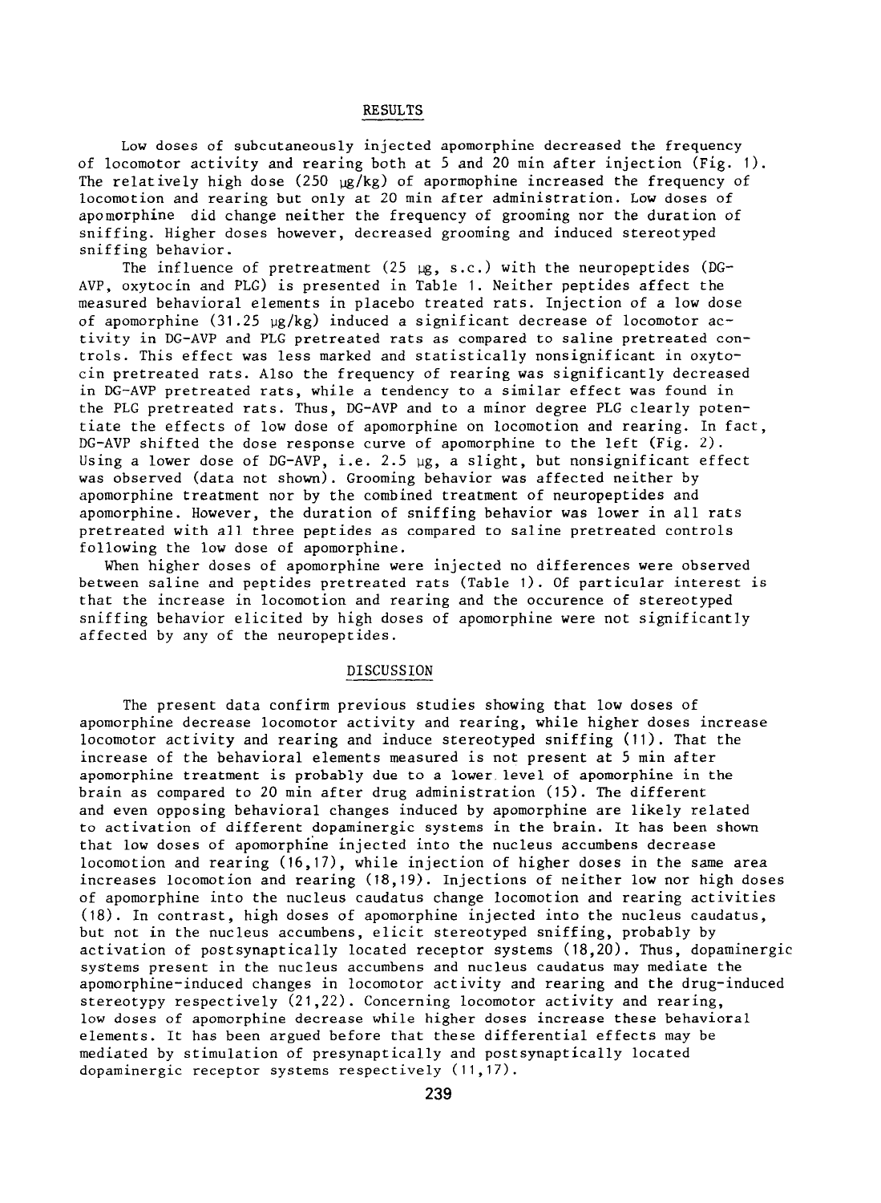## RESULTS

Low doses of subcutaneously injected apomorphine decreased the frequency of locomotor activity and rearing both at 5 and 20 min after injection (Fig. 1). The relatively high dose (250 μg/kg) of apormophine increased the frequency of locomotion and rearing but only at 20 min after administration. Low doses of apomorphine did change neither the frequency of grooming nor the duration of sniffing. Higher doses however, decreased grooming and induced stereotyped sniffing behavior.

The influence of pretreatment (25 μg, s.c.) with the neuropeptides (DG-AVP, oxytocin and PLG) is presented in Table 1. Neither peptides affect the measured behavioral elements in placebo treated rats. Injection of a low dose of apomorphine (31.25 μg/kg) induced a significant decrease of locomotor activity in DG-AVP and PLG pretreated rats as compared to saline pretreated controls. This effect was less marked and statistically nonsignificant in oxytocin pretreated rats. Also the frequency of rearing was significantly decreased in DG-AVP pretreated rats, while a tendency to a similar effect was found in the PLG pretreated rats. Thus, DG-AVP and to a minor degree PLG clearly potentiate the effects of low dose of apomorphine on locomotion and rearing. In fact, DG-AVP shifted the dose response curve of apomorphine to the left (Fig. 2). Using a lower dose of DG-AVP, i.e. 2.5 μg, a slight, but nonsignificant effect was observed (data not shown). Grooming behavior was affected neither by apomorphine treatment nor by the combined treatment of neuropeptides and apomorphine. However, the duration of sniffing behavior was lower in all rats pretreated with all three peptides as compared to saline pretreated controls following the low dose of apomorphine.

When higher doses of apomorphine were injected no differences were observed between saline and peptides pretreated rats (Table 1). Of particular interest is that the increase in locomotion and rearing and the occurence of stereotyped sniffing behavior elicited by high doses of apomorphine were not significantly affected by any of the neuropeptides.

## DISCUSSION

The present data confirm previous studies showing that low doses of apomorphine decrease locomotor activity and rearing, while higher doses increase locomotor activity and rearing and induce stereotyped sniffing (11). That the increase of the behavioral elements measured is not present at 5 min after apomorphine treatment is probably due to a lower level of apomorphine in the brain as compared to 20 min after drug administration (15). The different and even opposing behavioral changes induced by apomorphine are likely related to activation of different dopaminergic systems in the brain. It has been shown that low doses of apomorphine injected into the nucleus accumbens decrease locomotion and rearing (16,17), while injection of higher doses in the same area increases locomotion and rearing (18,19). Injections of neither low nor high doses of apomorphine into the nucleus caudatus change locomotion and rearing activities (18). In contrast, high doses of apomorphine injected into the nucleus caudatus, but not in the nucleus accumbens, elicit stereotyped sniffing, probably by activation of postsynaptically located receptor systems (18,20). Thus, dopaminergic systems present in the nucleus accumbens and nucleus caudatus may mediate the apomorphine-induced changes in locomotor activity and rearing and the drug-induced stereotypy respectively (21,22). Concerning locomotor activity and rearing, low doses of apomorphine decrease while higher doses increase these behavioral elements. It has been argued before that these differential effects may be mediated by stimulation of presynaptically and postsynaptically located dopaminergic receptor systems respectively (11,17).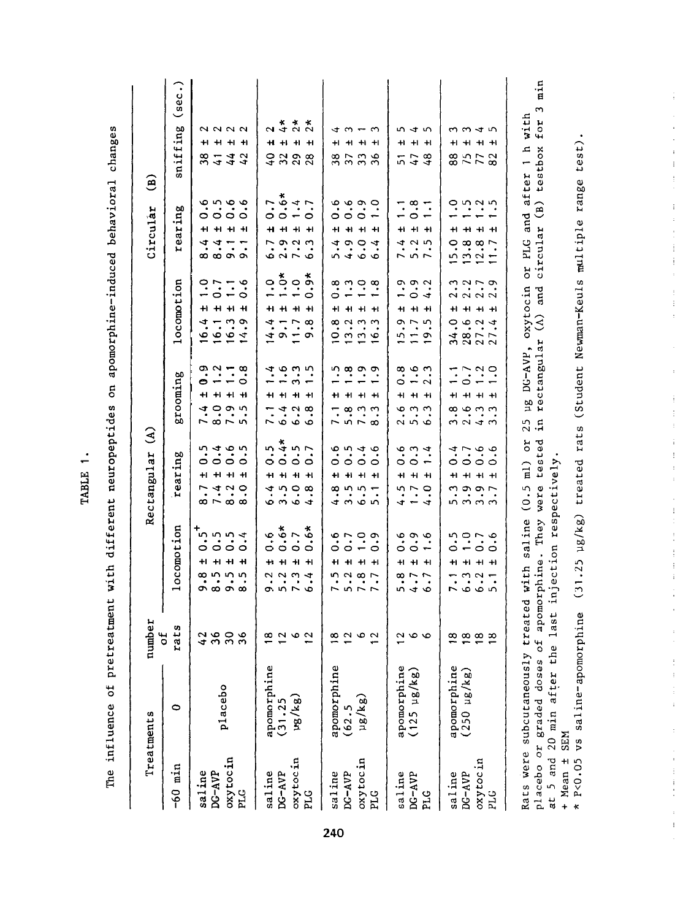TABLE 1.

The influence of pretreatment with different neuropeptides on apomorphine-induced behavioral changes

| Treatments | | number of rats | Rectangular (A) | | | Circular (B) | | |
|---|---|---|---|---|---|---|---|---|
| -60 min | 0 | | locomotion | rearing | grooming | locomotion | rearing | sniffing (sec.) |
| saline | placebo | 42 | 9.8 ± 0.5+ | 8.7 ± 0.5 | 7.4 ± 0.9 | 16.4 ± 1.0 | 8.4 ± 0.6 | 38 ± 2 |
| DG-AVP | | 36 | 8.5 ± 0.5 | 7.4 ± 0.4 | 8.0 ± 1.2 | 16.1 ± 0.7 | 8.4 ± 0.5 | 41 ± 2 |
| oxytocin | | 30 | 9.5 ± 0.5 | 8.2 ± 0.6 | 7.9 ± 1.1 | 16.3 ± 1.1 | 9.1 ± 0.6 | 44 ± 2 |
| PLG | | 36 | 8.5 ± 0.4 | 8.0 ± 0.5 | 5.5 ± 0.8 | 14.9 ± 0.6 | 9.1 ± 0.6 | 42 ± 2 |
| saline | apomorphine (31.25 µg/kg) | 18 | 9.2 ± 0.6 | 6.4 ± 0.5 | 7.1 ± 1.4 | 14.4 ± 1.0 | 6.7 ± 0.7 | 40 ± 2 |
| DG-AVP | | 12 | 5.2 ± 0.6* | 3.5 ± 0.4* | 6.4 ± 1.6 | 9.1 ± 1.0* | 2.9 ± 0.6* | 32 ± 4* |
| oxytocin | | 6 | 7.3 ± 0.7 | 6.0 ± 0.5 | 6.2 ± 3.3 | 11.7 ± 1.0 | 7.2 ± 1.4 | 29 ± 2* |
| PLG | | 12 | 6.4 ± 0.6* | 4.8 ± 0.7 | 6.8 ± 1.5 | 9.8 ± 0.9* | 6.3 ± 0.7 | 28 ± 2* |
| saline | apomorphine (62.5 µg/kg) | 18 | 7.5 ± 0.6 | 4.8 ± 0.6 | 7.1 ± 1.5 | 10.8 ± 0.8 | 5.4 ± 0.6 | 38 ± 4 |
| DG-AVP | | 12 | 5.2 ± 0.7 | 3.5 ± 0.5 | 5.8 ± 1.8 | 13.2 ± 1.3 | 4.9 ± 0.6 | 37 ± 3 |
| oxytocin | | 6 | 7.8 ± 1.0 | 6.5 ± 0.4 | 7.3 ± 1.9 | 13.3 ± 1.0 | 6.0 ± 0.9 | 33 ± 1 |
| PLG | | 12 | 7.7 ± 0.9 | 5.1 ± 0.6 | 8.3 ± 1.9 | 16.3 ± 1.8 | 6.4 ± 1.0 | 36 ± 3 |
| saline | apomorphine (125 µg/kg) | 12 | 5.8 ± 0.6 | 4.5 ± 0.6 | 2.6 ± 0.8 | 15.9 ± 1.9 | 7.4 ± 1.1 | 51 ± 5 |
| DG-AVP | | 6 | 4.7 ± 0.9 | 1.7 ± 0.3 | 5.3 ± 1.6 | 11.7 ± 0.9 | 5.2 ± 0.8 | 47 ± 4 |
| PLG | | 6 | 6.7 ± 1.6 | 4.0 ± 1.4 | 6.3 ± 2.3 | 19.5 ± 4.2 | 7.5 ± 1.1 | 48 ± 5 |
| saline | apomorphine (250 µg/kg) | 18 | 7.1 ± 0.5 | 5.3 ± 0.4 | 3.8 ± 1.1 | 34.0 ± 2.3 | 15.0 ± 1.0 | 88 ± 3 |
| DG-AVP | | 18 | 6.3 ± 1.0 | 3.9 ± 0.7 | 2.6 ± 0.7 | 28.6 ± 2.2 | 13.8 ± 1.5 | 75 ± 3 |
| oxytocin | | 18 | 6.2 ± 0.7 | 3.9 ± 0.6 | 4.3 ± 1.2 | 27.2 ± 2.7 | 12.8 ± 1.2 | 77 ± 4 |
| PLG | | 18 | 5.1 ± 0.6 | 3.7 ± 0.6 | 3.3 ± 1.0 | 27.4 ± 2.9 | 11.7 ± 1.5 | 82 ± 5 |

Rats were subcutaneously treated with saline (0.5 ml) or 25 µg DG-AVP, oxytocin or PLG and after 1 h with placebo or graded doses of apomorphine. They were tested in rectangular (A) and circular (B) testbox for 3 min at 5 and 20 min after the last injection respectively.

+ Mean ± SEM

\* P<0.05 vs saline-apomorphine (31.25 µg/kg) treated rats (Student Newman-Keuls multiple range test).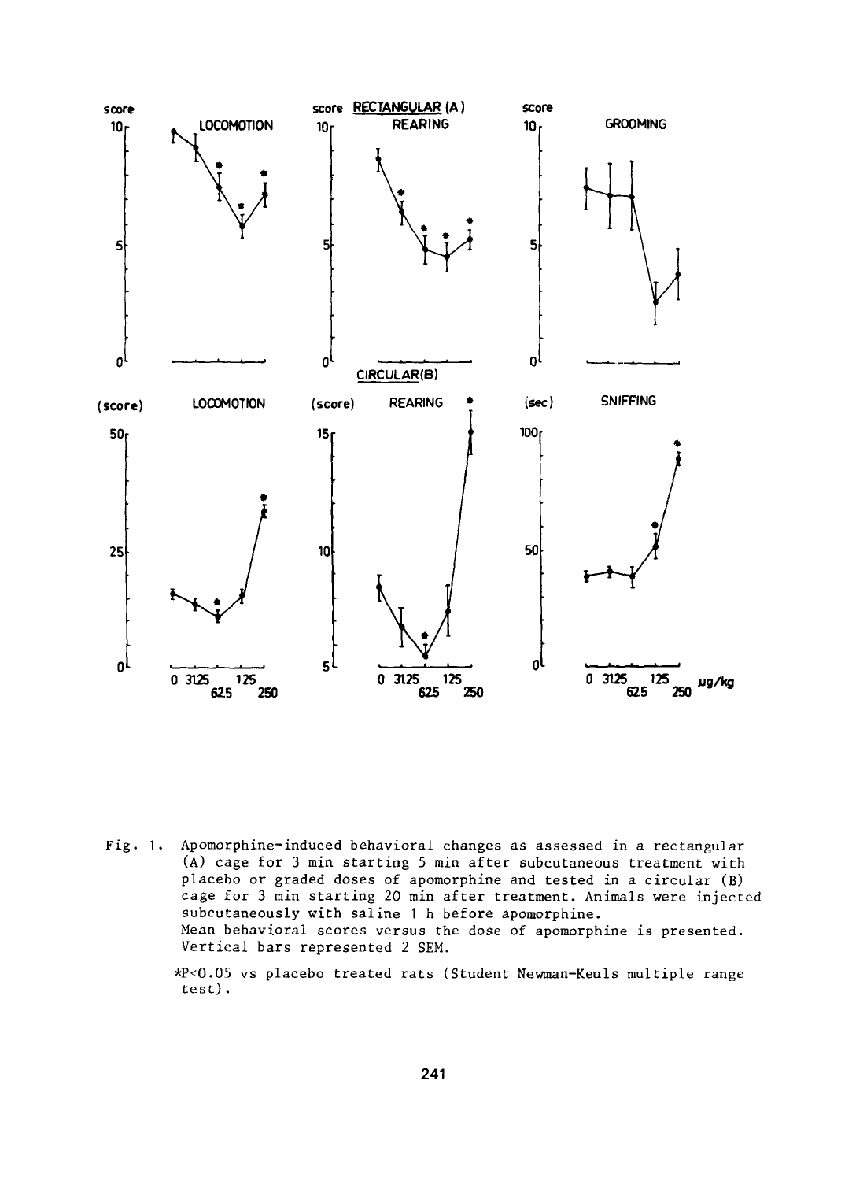Fig. 1. Apomorphine-induced behavioral changes as assessed in a rectangular (A) cage for 3 min starting 5 min after subcutaneous treatment with placebo or graded doses of apomorphine and tested in a circular (B) cage for 3 min starting 20 min after treatment. Animals were injected subcutaneously with saline 1 h before apomorphine.
Mean behavioral scores versus the dose of apomorphine is presented. Vertical bars represented 2 SEM.

*P<0.05 vs placebo treated rats (Student Newman-Keuls multiple range test).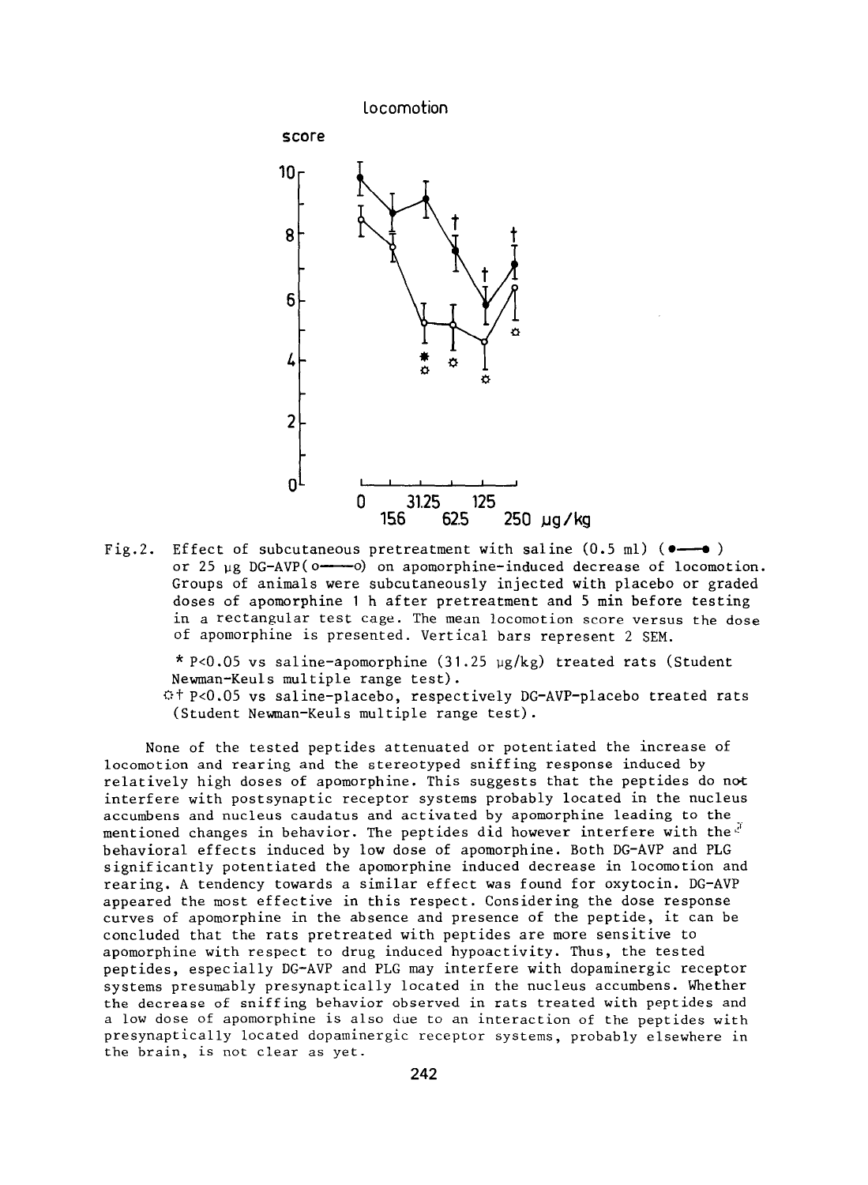Fig.2. Effect of subcutaneous pretreatment with saline (0.5 ml) (●——●) or 25 µg DG-AVP (o——o) on apomorphine-induced decrease of locomotion. Groups of animals were subcutaneously injected with placebo or graded doses of apomorphine 1 h after pretreatment and 5 min before testing in a rectangular test cage. The mean locomotion score versus the dose of apomorphine is presented. Vertical bars represent 2 SEM.

* P<0.05 vs saline-apomorphine (31.25 µg/kg) treated rats (Student Newman-Keuls multiple range test).

☼† P<0.05 vs saline-placebo, respectively DG-AVP-placebo treated rats (Student Newman-Keuls multiple range test).

None of the tested peptides attenuated or potentiated the increase of locomotion and rearing and the stereotyped sniffing response induced by relatively high doses of apomorphine. This suggests that the peptides do not interfere with postsynaptic receptor systems probably located in the nucleus accumbens and nucleus caudatus and activated by apomorphine leading to the mentioned changes in behavior. The peptides did however interfere with the behavioral effects induced by low dose of apomorphine. Both DG-AVP and PLG significantly potentiated the apomorphine induced decrease in locomotion and rearing. A tendency towards a similar effect was found for oxytocin. DG-AVP appeared the most effective in this respect. Considering the dose response curves of apomorphine in the absence and presence of the peptide, it can be concluded that the rats pretreated with peptides are more sensitive to apomorphine with respect to drug induced hypoactivity. Thus, the tested peptides, especially DG-AVP and PLG may interfere with dopaminergic receptor systems presumably presynaptically located in the nucleus accumbens. Whether the decrease of sniffing behavior observed in rats treated with peptides and a low dose of apomorphine is also due to an interaction of the peptides with presynaptically located dopaminergic receptor systems, probably elsewhere in the brain, is not clear as yet.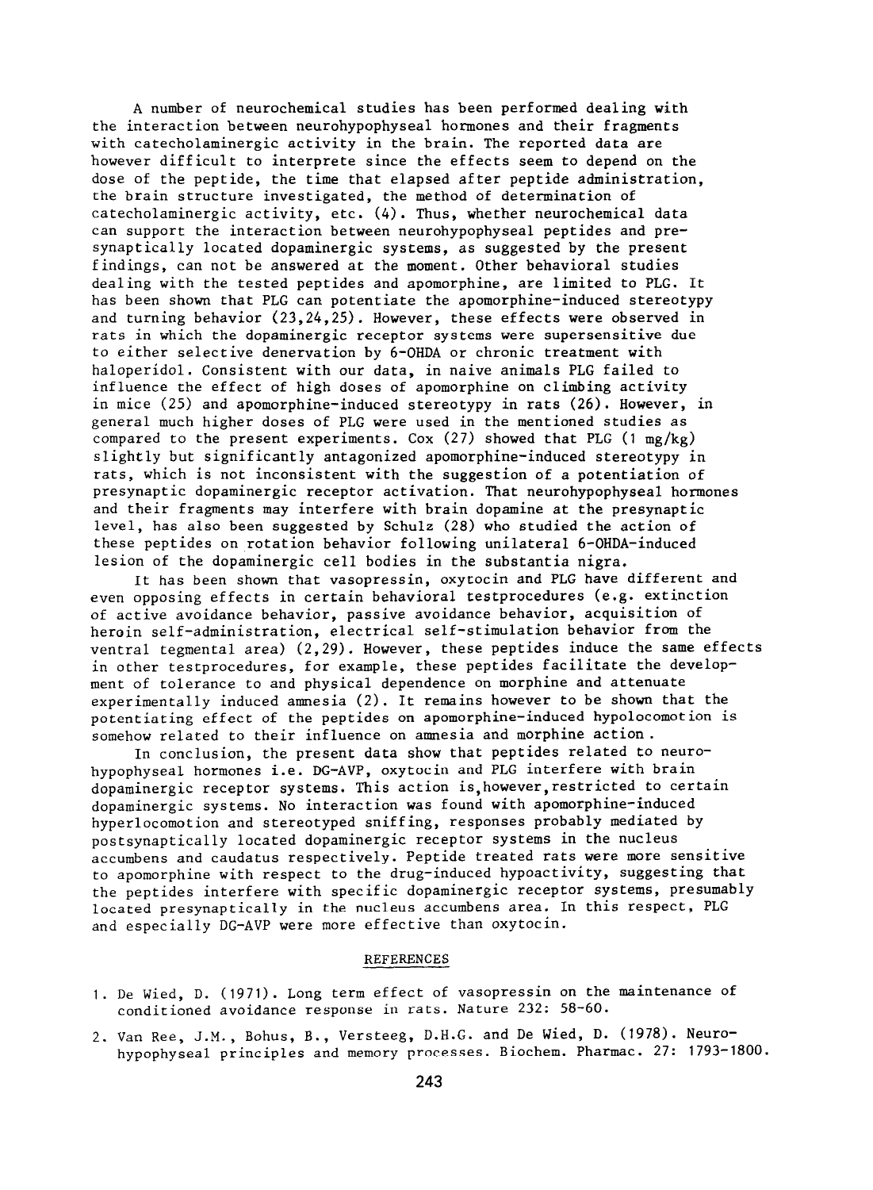A number of neurochemical studies has been performed dealing with the interaction between neurohypophyseal hormones and their fragments with catecholaminergic activity in the brain. The reported data are however difficult to interprete since the effects seem to depend on the dose of the peptide, the time that elapsed after peptide administration, the brain structure investigated, the method of determination of catecholaminergic activity, etc. (4). Thus, whether neurochemical data can support the interaction between neurohypophyseal peptides and presynaptically located dopaminergic systems, as suggested by the present findings, can not be answered at the moment. Other behavioral studies dealing with the tested peptides and apomorphine, are limited to PLG. It has been shown that PLG can potentiate the apomorphine-induced stereotypy and turning behavior (23,24,25). However, these effects were observed in rats in which the dopaminergic receptor systems were supersensitive due to either selective denervation by 6-OHDA or chronic treatment with haloperidol. Consistent with our data, in naive animals PLG failed to influence the effect of high doses of apomorphine on climbing activity in mice (25) and apomorphine-induced stereotypy in rats (26). However, in general much higher doses of PLG were used in the mentioned studies as compared to the present experiments. Cox (27) showed that PLG (1 mg/kg) slightly but significantly antagonized apomorphine-induced stereotypy in rats, which is not inconsistent with the suggestion of a potentiation of presynaptic dopaminergic receptor activation. That neurohypophyseal hormones and their fragments may interfere with brain dopamine at the presynaptic level, has also been suggested by Schulz (28) who studied the action of these peptides on rotation behavior following unilateral 6-OHDA-induced lesion of the dopaminergic cell bodies in the substantia nigra.

It has been shown that vasopressin, oxytocin and PLG have different and even opposing effects in certain behavioral testprocedures (e.g. extinction of active avoidance behavior, passive avoidance behavior, acquisition of heroin self-administration, electrical self-stimulation behavior from the ventral tegmental area) (2,29). However, these peptides induce the same effects in other testprocedures, for example, these peptides facilitate the development of tolerance to and physical dependence on morphine and attenuate experimentally induced amnesia (2). It remains however to be shown that the potentiating effect of the peptides on apomorphine-induced hypolocomotion is somehow related to their influence on amnesia and morphine action.

In conclusion, the present data show that peptides related to neurohypophyseal hormones i.e. DG-AVP, oxytocin and PLG interfere with brain dopaminergic receptor systems. This action is,however,restricted to certain dopaminergic systems. No interaction was found with apomorphine-induced hyperlocomotion and stereotyped sniffing, responses probably mediated by postsynaptically located dopaminergic receptor systems in the nucleus accumbens and caudatus respectively. Peptide treated rats were more sensitive to apomorphine with respect to the drug-induced hypoactivity, suggesting that the peptides interfere with specific dopaminergic receptor systems, presumably located presynaptically in the nucleus accumbens area. In this respect, PLG and especially DG-AVP were more effective than oxytocin.

## REFERENCES

1. De Wied, D. (1971). Long term effect of vasopressin on the maintenance of conditioned avoidance response in rats. Nature 232: 58-60.
2. Van Ree, J.M., Bohus, B., Versteeg, D.H.G. and De Wied, D. (1978). Neurohypophyseal principles and memory processes. Biochem. Pharmac. 27: 1793-1800.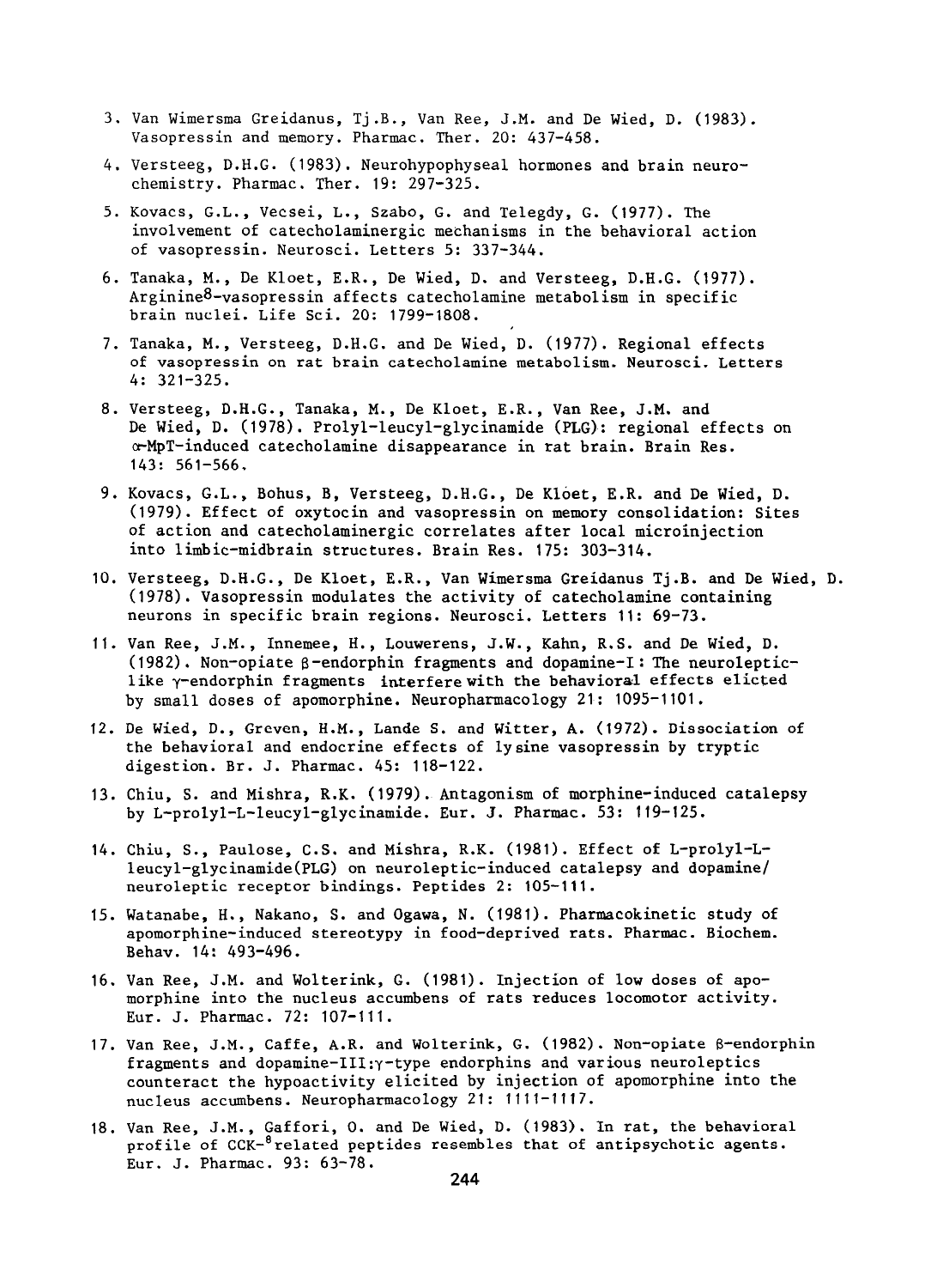3. Van Wimersma Greidanus, Tj.B., Van Ree, J.M. and De Wied, D. (1983). Vasopressin and memory. Pharmac. Ther. 20: 437-458.

4. Versteeg, D.H.G. (1983). Neurohypophyseal hormones and brain neurochemistry. Pharmac. Ther. 19: 297-325.

5. Kovacs, G.L., Vecsei, L., Szabo, G. and Telegdy, G. (1977). The involvement of catecholaminergic mechanisms in the behavioral action of vasopressin. Neurosci. Letters 5: 337-344.

6. Tanaka, M., De Kloet, E.R., De Wied, D. and Versteeg, D.H.G. (1977). Arginine$^{8}$-vasopressin affects catecholamine metabolism in specific brain nuclei. Life Sci. 20: 1799-1808.

7. Tanaka, M., Versteeg, D.H.G. and De Wied, D. (1977). Regional effects of vasopressin on rat brain catecholamine metabolism. Neurosci. Letters 4: 321-325.

8. Versteeg, D.H.G., Tanaka, M., De Kloet, E.R., Van Ree, J.M. and De Wied, D. (1978). Prolyl-leucyl-glycinamide (PLG): regional effects on α-MpT-induced catecholamine disappearance in rat brain. Brain Res. 143: 561-566.

9. Kovacs, G.L., Bohus, B, Versteeg, D.H.G., De Kloet, E.R. and De Wied, D. (1979). Effect of oxytocin and vasopressin on memory consolidation: Sites of action and catecholaminergic correlates after local microinjection into limbic-midbrain structures. Brain Res. 175: 303-314.

10. Versteeg, D.H.G., De Kloet, E.R., Van Wimersma Greidanus Tj.B. and De Wied, D. (1978). Vasopressin modulates the activity of catecholamine containing neurons in specific brain regions. Neurosci. Letters 11: 69-73.

11. Van Ree, J.M., Innemee, H., Louwerens, J.W., Kahn, R.S. and De Wied, D. (1982). Non-opiate β-endorphin fragments and dopamine-I: The neuroleptic-like γ-endorphin fragments interfere with the behavioral effects elicted by small doses of apomorphine. Neuropharmacology 21: 1095-1101.

12. De Wied, D., Greven, H.M., Lande S. and Witter, A. (1972). Dissociation of the behavioral and endocrine effects of lysine vasopressin by tryptic digestion. Br. J. Pharmac. 45: 118-122.

13. Chiu, S. and Mishra, R.K. (1979). Antagonism of morphine-induced catalepsy by L-prolyl-L-leucyl-glycinamide. Eur. J. Pharmac. 53: 119-125.

14. Chiu, S., Paulose, C.S. and Mishra, R.K. (1981). Effect of L-prolyl-L-leucyl-glycinamide(PLG) on neuroleptic-induced catalepsy and dopamine/neuroleptic receptor bindings. Peptides 2: 105-111.

15. Watanabe, H., Nakano, S. and Ogawa, N. (1981). Pharmacokinetic study of apomorphine-induced stereotypy in food-deprived rats. Pharmac. Biochem. Behav. 14: 493-496.

16. Van Ree, J.M. and Wolterink, G. (1981). Injection of low doses of apomorphine into the nucleus accumbens of rats reduces locomotor activity. Eur. J. Pharmac. 72: 107-111.

17. Van Ree, J.M., Caffe, A.R. and Wolterink, G. (1982). Non-opiate β-endorphin fragments and dopamine-III:γ-type endorphins and various neuroleptics counteract the hypoactivity elicited by injection of apomorphine into the nucleus accumbens. Neuropharmacology 21: 1111-1117.

18. Van Ree, J.M., Gaffori, O. and De Wied, D. (1983). In rat, the behavioral profile of CCK-$^{8}$related peptides resembles that of antipsychotic agents. Eur. J. Pharmac. 93: 63-78.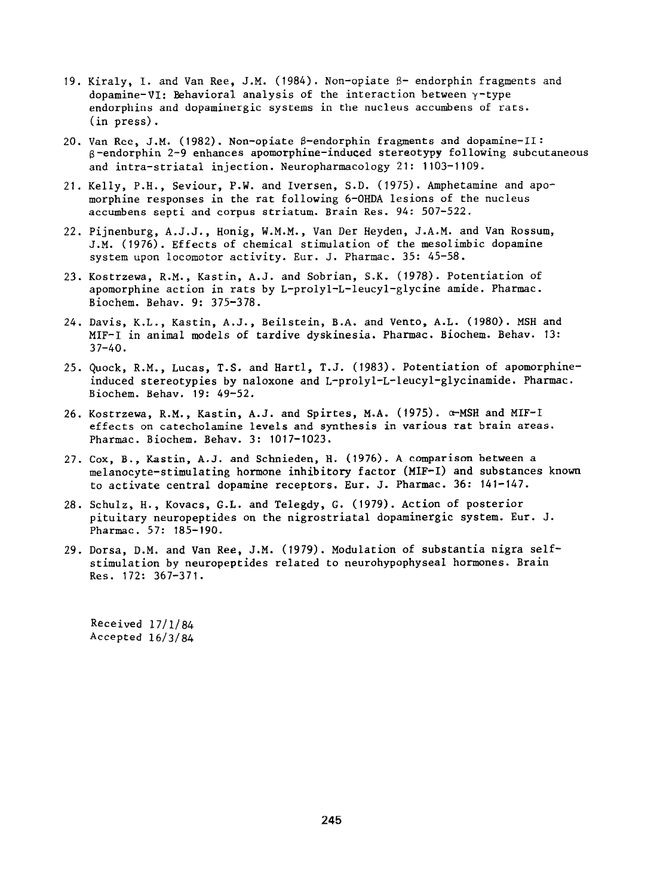19. Kiraly, I. and Van Ree, J.M. (1984). Non-opiate β- endorphin fragments and dopamine-VI: Behavioral analysis of the interaction between γ-type endorphins and dopaminergic systems in the nucleus accumbens of rats. (in press).

20. Van Ree, J.M. (1982). Non-opiate β-endorphin fragments and dopamine-II: β-endorphin 2-9 enhances apomorphine-induced stereotypy following subcutaneous and intra-striatal injection. Neuropharmacology 21: 1103-1109.

21. Kelly, P.H., Seviour, P.W. and Iversen, S.D. (1975). Amphetamine and apomorphine responses in the rat following 6-OHDA lesions of the nucleus accumbens septi and corpus striatum. Brain Res. 94: 507-522.

22. Pijnenburg, A.J.J., Honig, W.M.M., Van Der Heyden, J.A.M. and Van Rossum, J.M. (1976). Effects of chemical stimulation of the mesolimbic dopamine system upon locomotor activity. Eur. J. Pharmac. 35: 45-58.

23. Kostrzewa, R.M., Kastin, A.J. and Sobrian, S.K. (1978). Potentiation of apomorphine action in rats by L-prolyl-L-leucyl-glycine amide. Pharmac. Biochem. Behav. 9: 375-378.

24. Davis, K.L., Kastin, A.J., Beilstein, B.A. and Vento, A.L. (1980). MSH and MIF-I in animal models of tardive dyskinesia. Pharmac. Biochem. Behav. 13: 37-40.

25. Quock, R.M., Lucas, T.S. and Hartl, T.J. (1983). Potentiation of apomorphine-induced stereotypies by naloxone and L-prolyl-L-leucyl-glycinamide. Pharmac. Biochem. Behav. 19: 49-52.

26. Kostrzewa, R.M., Kastin, A.J. and Spirtes, M.A. (1975). α-MSH and MIF-I effects on catecholamine levels and synthesis in various rat brain areas. Pharmac. Biochem. Behav. 3: 1017-1023.

27. Cox, B., Kastin, A.J. and Schnieden, H. (1976). A comparison between a melanocyte-stimulating hormone inhibitory factor (MIF-I) and substances known to activate central dopamine receptors. Eur. J. Pharmac. 36: 141-147.

28. Schulz, H., Kovacs, G.L. and Telegdy, G. (1979). Action of posterior pituitary neuropeptides on the nigrostriatal dopaminergic system. Eur. J. Pharmac. 57: 185-190.

29. Dorsa, D.M. and Van Ree, J.M. (1979). Modulation of substantia nigra self-stimulation by neuropeptides related to neurohypophyseal hormones. Brain Res. 172: 367-371.

Received 17/1/84
Accepted 16/3/84